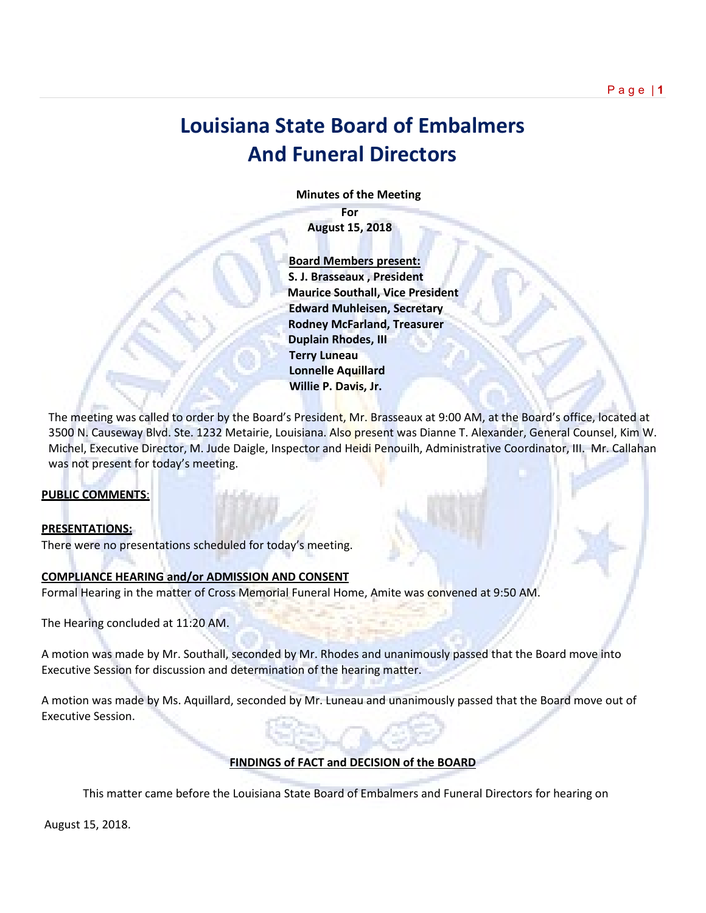# Louisiana State Board of Embalmers And Funeral Directors

**Minutes of the Meeting**
**For**
**August 15, 2018**

**Board Members present:**
**S. J. Brasseaux , President**
**Maurice Southall, Vice President**
**Edward Muhleisen, Secretary**
**Rodney McFarland, Treasurer**
**Duplain Rhodes, III**
**Terry Luneau**
**Lonnelle Aquillard**
**Willie P. Davis, Jr.**

The meeting was called to order by the Board's President, Mr. Brasseaux at 9:00 AM, at the Board's office, located at 3500 N. Causeway Blvd. Ste. 1232 Metairie, Louisiana. Also present was Dianne T. Alexander, General Counsel, Kim W. Michel, Executive Director, M. Jude Daigle, Inspector and Heidi Penouilh, Administrative Coordinator, III. Mr. Callahan was not present for today's meeting.

**PUBLIC COMMENTS:**

**PRESENTATIONS:**
There were no presentations scheduled for today's meeting.

**COMPLIANCE HEARING and/or ADMISSION AND CONSENT**
Formal Hearing in the matter of Cross Memorial Funeral Home, Amite was convened at 9:50 AM.

The Hearing concluded at 11:20 AM.

A motion was made by Mr. Southall, seconded by Mr. Rhodes and unanimously passed that the Board move into Executive Session for discussion and determination of the hearing matter.

A motion was made by Ms. Aquillard, seconded by Mr. Luneau and unanimously passed that the Board move out of Executive Session.

**FINDINGS of FACT and DECISION of the BOARD**

This matter came before the Louisiana State Board of Embalmers and Funeral Directors for hearing on August 15, 2018.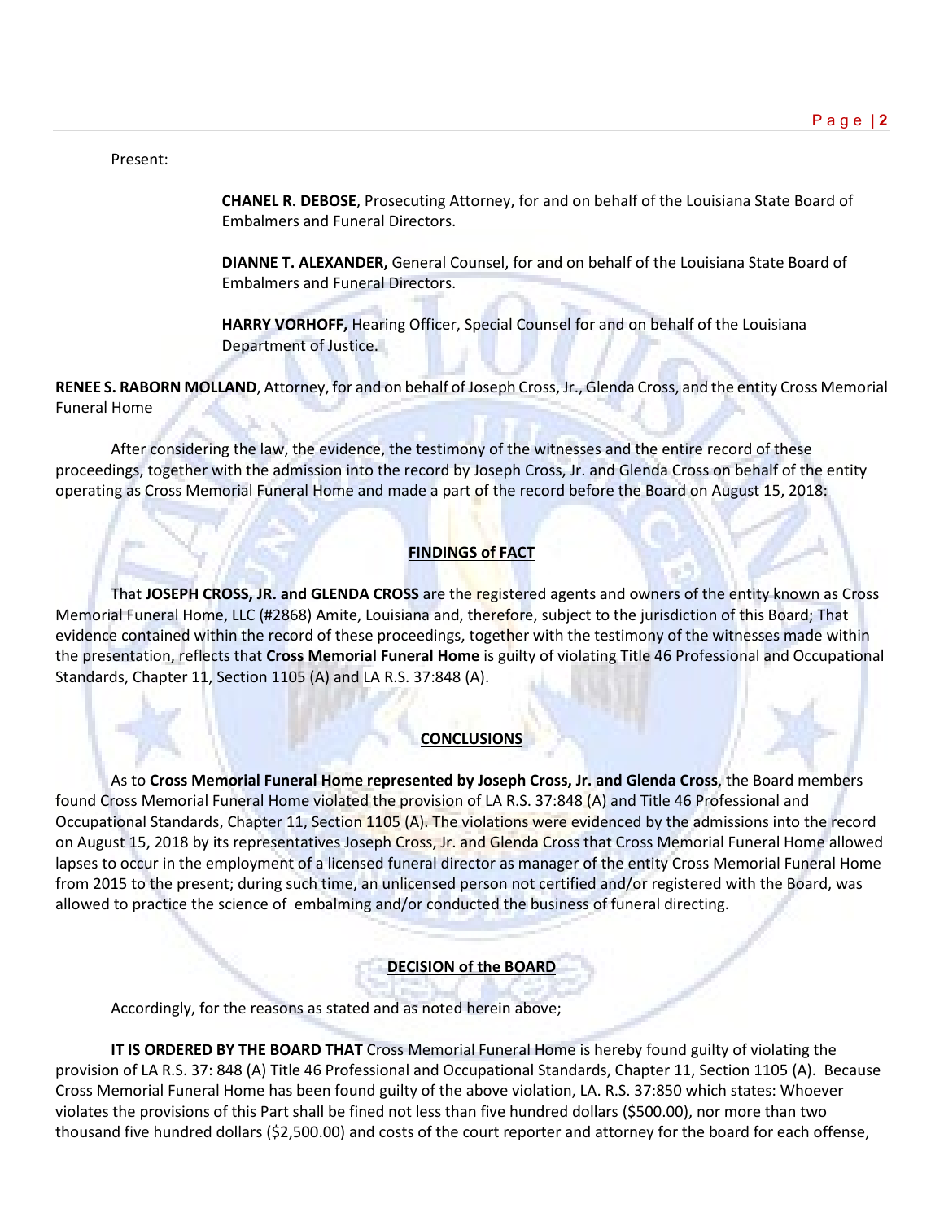Present:

**CHANEL R. DEBOSE**, Prosecuting Attorney, for and on behalf of the Louisiana State Board of Embalmers and Funeral Directors.

**DIANNE T. ALEXANDER,** General Counsel, for and on behalf of the Louisiana State Board of Embalmers and Funeral Directors.

**HARRY VORHOFF,** Hearing Officer, Special Counsel for and on behalf of the Louisiana Department of Justice.

**RENEE S. RABORN MOLLAND**, Attorney, for and on behalf of Joseph Cross, Jr., Glenda Cross, and the entity Cross Memorial Funeral Home

After considering the law, the evidence, the testimony of the witnesses and the entire record of these proceedings, together with the admission into the record by Joseph Cross, Jr. and Glenda Cross on behalf of the entity operating as Cross Memorial Funeral Home and made a part of the record before the Board on August 15, 2018:

## FINDINGS of FACT

That **JOSEPH CROSS, JR. and GLENDA CROSS** are the registered agents and owners of the entity known as Cross Memorial Funeral Home, LLC (#2868) Amite, Louisiana and, therefore, subject to the jurisdiction of this Board; That evidence contained within the record of these proceedings, together with the testimony of the witnesses made within the presentation, reflects that **Cross Memorial Funeral Home** is guilty of violating Title 46 Professional and Occupational Standards, Chapter 11, Section 1105 (A) and LA R.S. 37:848 (A).

## CONCLUSIONS

As to **Cross Memorial Funeral Home represented by Joseph Cross, Jr. and Glenda Cross**, the Board members found Cross Memorial Funeral Home violated the provision of LA R.S. 37:848 (A) and Title 46 Professional and Occupational Standards, Chapter 11, Section 1105 (A). The violations were evidenced by the admissions into the record on August 15, 2018 by its representatives Joseph Cross, Jr. and Glenda Cross that Cross Memorial Funeral Home allowed lapses to occur in the employment of a licensed funeral director as manager of the entity Cross Memorial Funeral Home from 2015 to the present; during such time, an unlicensed person not certified and/or registered with the Board, was allowed to practice the science of embalming and/or conducted the business of funeral directing.

## DECISION of the BOARD

Accordingly, for the reasons as stated and as noted herein above;

**IT IS ORDERED BY THE BOARD THAT** Cross Memorial Funeral Home is hereby found guilty of violating the provision of LA R.S. 37: 848 (A) Title 46 Professional and Occupational Standards, Chapter 11, Section 1105 (A). Because Cross Memorial Funeral Home has been found guilty of the above violation, LA. R.S. 37:850 which states: Whoever violates the provisions of this Part shall be fined not less than five hundred dollars ($500.00), nor more than two thousand five hundred dollars ($2,500.00) and costs of the court reporter and attorney for the board for each offense,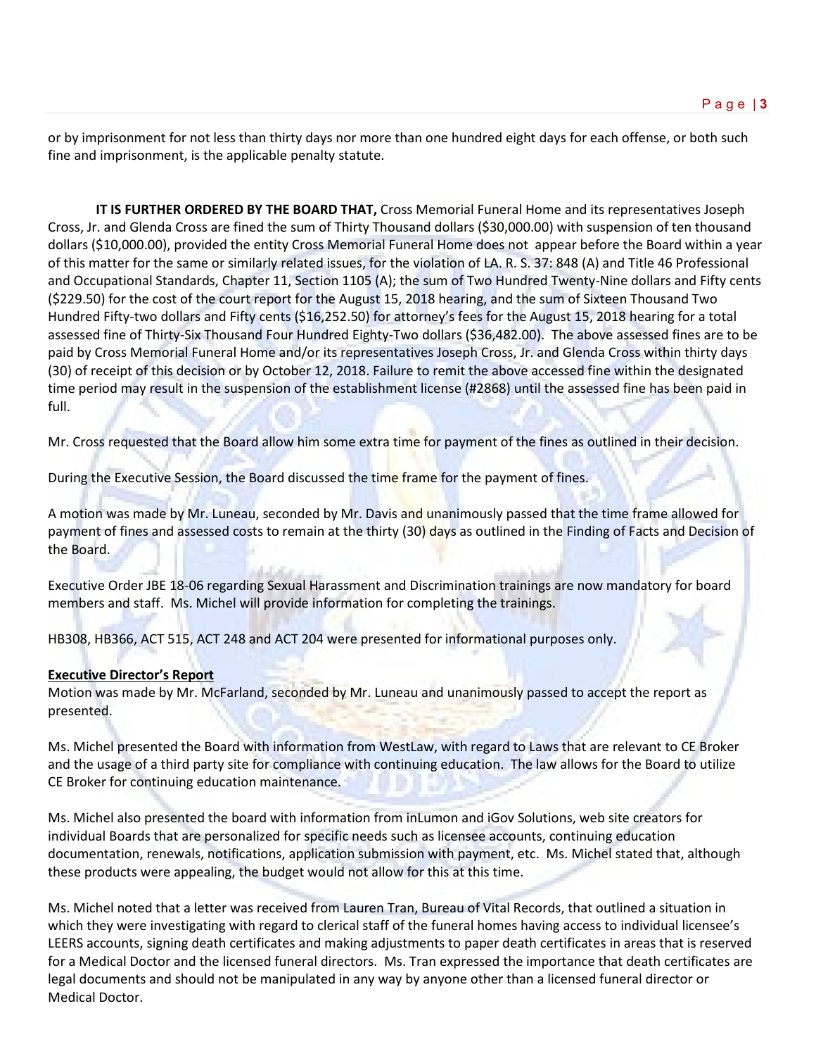or by imprisonment for not less than thirty days nor more than one hundred eight days for each offense, or both such fine and imprisonment, is the applicable penalty statute.

**IT IS FURTHER ORDERED BY THE BOARD THAT,** Cross Memorial Funeral Home and its representatives Joseph Cross, Jr. and Glenda Cross are fined the sum of Thirty Thousand dollars ($30,000.00) with suspension of ten thousand dollars ($10,000.00), provided the entity Cross Memorial Funeral Home does not appear before the Board within a year of this matter for the same or similarly related issues, for the violation of LA. R. S. 37: 848 (A) and Title 46 Professional and Occupational Standards, Chapter 11, Section 1105 (A); the sum of Two Hundred Twenty-Nine dollars and Fifty cents ($229.50) for the cost of the court report for the August 15, 2018 hearing, and the sum of Sixteen Thousand Two Hundred Fifty-two dollars and Fifty cents ($16,252.50) for attorney's fees for the August 15, 2018 hearing for a total assessed fine of Thirty-Six Thousand Four Hundred Eighty-Two dollars ($36,482.00). The above assessed fines are to be paid by Cross Memorial Funeral Home and/or its representatives Joseph Cross, Jr. and Glenda Cross within thirty days (30) of receipt of this decision or by October 12, 2018. Failure to remit the above accessed fine within the designated time period may result in the suspension of the establishment license (#2868) until the assessed fine has been paid in full.

Mr. Cross requested that the Board allow him some extra time for payment of the fines as outlined in their decision.

During the Executive Session, the Board discussed the time frame for the payment of fines.

A motion was made by Mr. Luneau, seconded by Mr. Davis and unanimously passed that the time frame allowed for payment of fines and assessed costs to remain at the thirty (30) days as outlined in the Finding of Facts and Decision of the Board.

Executive Order JBE 18-06 regarding Sexual Harassment and Discrimination trainings are now mandatory for board members and staff. Ms. Michel will provide information for completing the trainings.

HB308, HB366, ACT 515, ACT 248 and ACT 204 were presented for informational purposes only.

**<u>Executive Director's Report</u>**

Motion was made by Mr. McFarland, seconded by Mr. Luneau and unanimously passed to accept the report as presented.

Ms. Michel presented the Board with information from WestLaw, with regard to Laws that are relevant to CE Broker and the usage of a third party site for compliance with continuing education. The law allows for the Board to utilize CE Broker for continuing education maintenance.

Ms. Michel also presented the board with information from inLumon and iGov Solutions, web site creators for individual Boards that are personalized for specific needs such as licensee accounts, continuing education documentation, renewals, notifications, application submission with payment, etc. Ms. Michel stated that, although these products were appealing, the budget would not allow for this at this time.

Ms. Michel noted that a letter was received from Lauren Tran, Bureau of Vital Records, that outlined a situation in which they were investigating with regard to clerical staff of the funeral homes having access to individual licensee's LEERS accounts, signing death certificates and making adjustments to paper death certificates in areas that is reserved for a Medical Doctor and the licensed funeral directors. Ms. Tran expressed the importance that death certificates are legal documents and should not be manipulated in any way by anyone other than a licensed funeral director or Medical Doctor.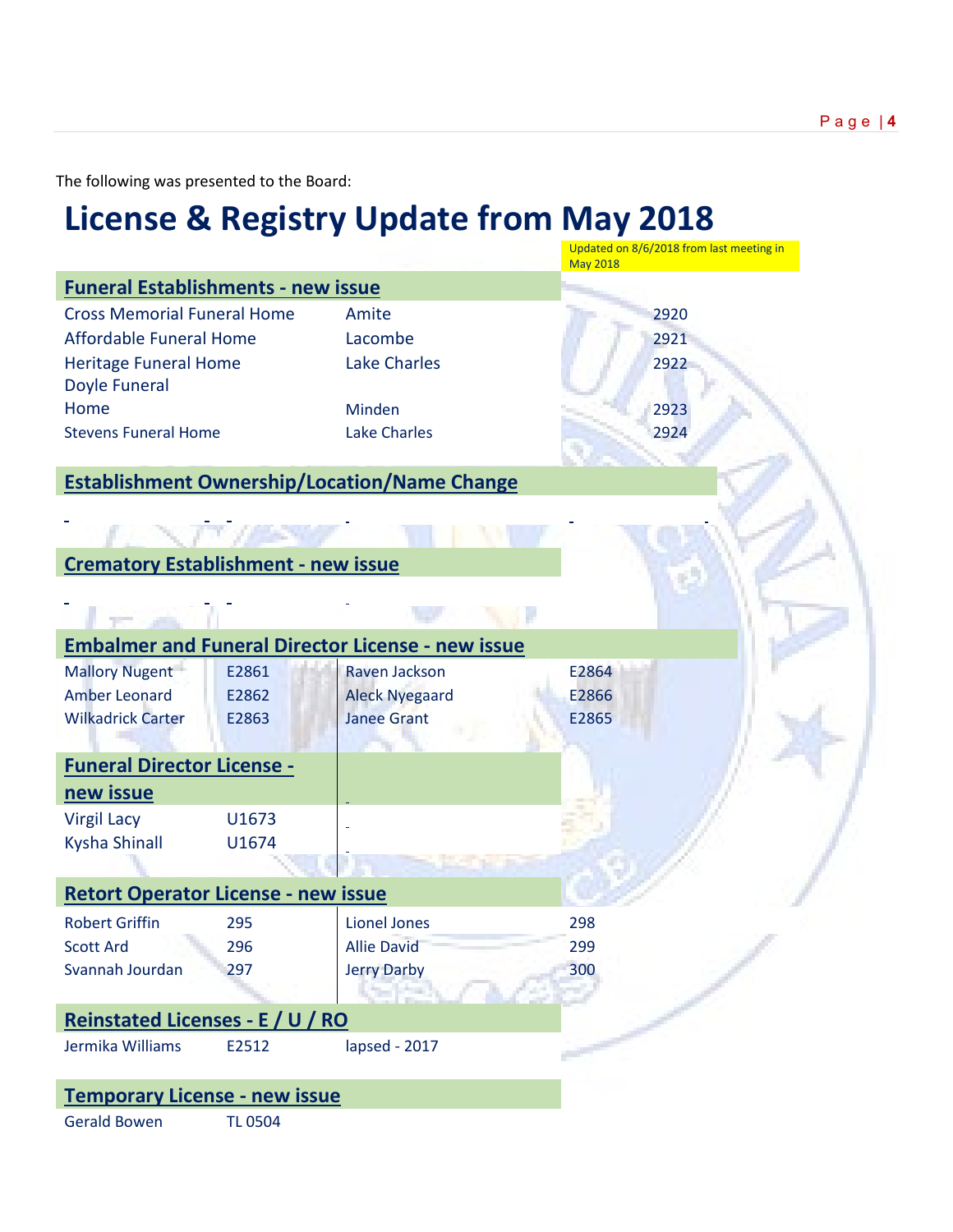The following was presented to the Board:

# License & Registry Update from May 2018

Updated on 8/6/2018 from last meeting in May 2018

## Funeral Establishments - new issue

| | | |
|---|---|---|
| Cross Memorial Funeral Home | Amite | 2920 |
| Affordable Funeral Home | Lacombe | 2921 |
| Heritage Funeral Home | Lake Charles | 2922 |
| Doyle Funeral Home | Minden | 2923 |
| Stevens Funeral Home | Lake Charles | 2924 |

## Establishment Ownership/Location/Name Change

## Crematory Establishment - new issue

## Embalmer and Funeral Director License - new issue

| | | | |
|---|---|---|---|
| Mallory Nugent | E2861 | Raven Jackson | E2864 |
| Amber Leonard | E2862 | Aleck Nyegaard | E2866 |
| Wilkadrick Carter | E2863 | Janee Grant | E2865 |

## Funeral Director License - new issue

| | |
|---|---|
| Virgil Lacy | U1673 |
| Kysha Shinall | U1674 |

## Retort Operator License - new issue

| | | | |
|---|---|---|---|
| Robert Griffin | 295 | Lionel Jones | 298 |
| Scott Ard | 296 | Allie David | 299 |
| Svannah Jourdan | 297 | Jerry Darby | 300 |

## Reinstated Licenses - E / U / RO

| | | |
|---|---|---|
| Jermika Williams | E2512 | lapsed - 2017 |

## Temporary License - new issue

| | |
|---|---|
| Gerald Bowen | TL 0504 |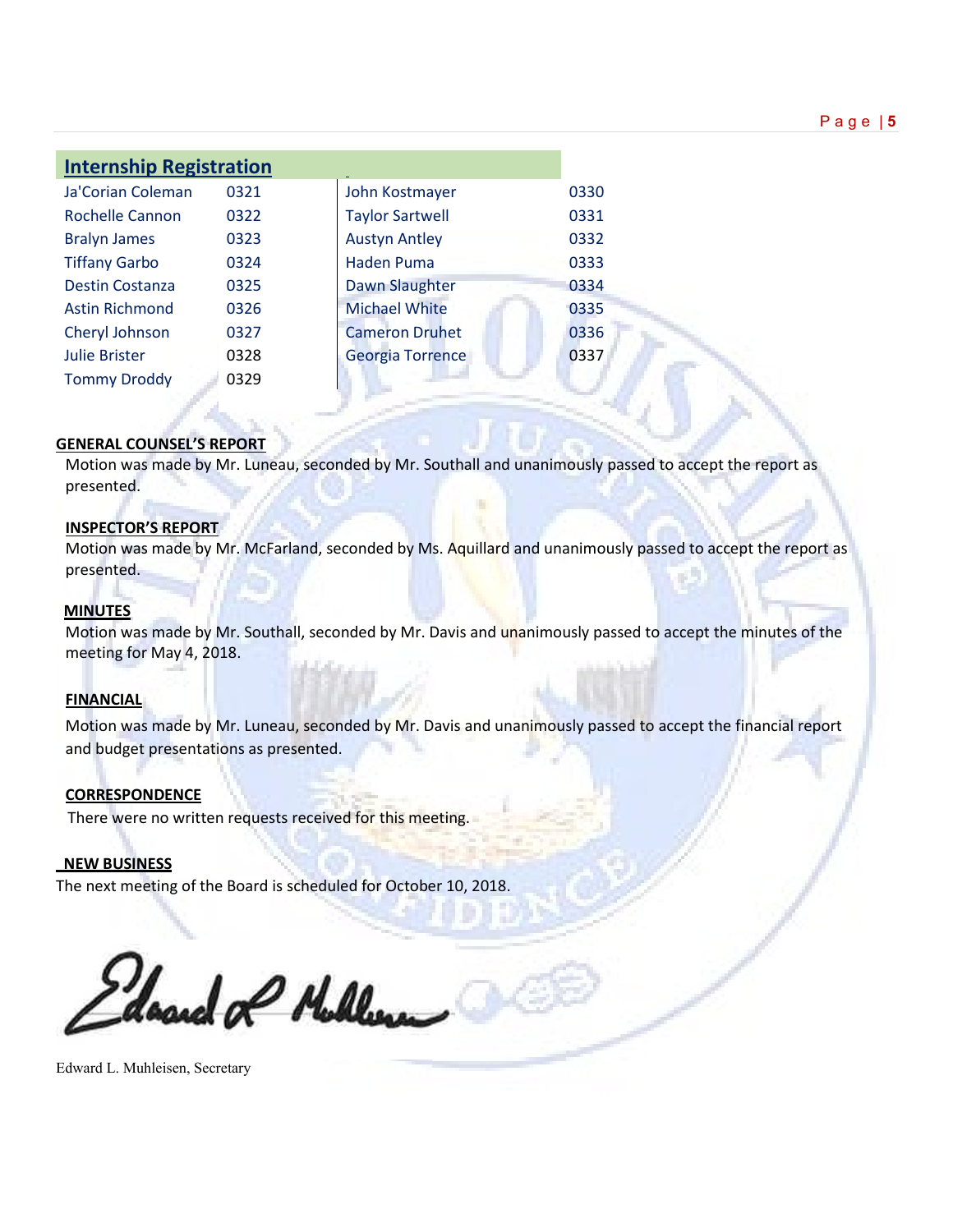## Internship Registration

| Name | Number | Name | Number |
|---|---|---|---|
| Ja'Corian Coleman | 0321 | John Kostmayer | 0330 |
| Rochelle Cannon | 0322 | Taylor Sartwell | 0331 |
| Bralyn James | 0323 | Austyn Antley | 0332 |
| Tiffany Garbo | 0324 | Haden Puma | 0333 |
| Destin Costanza | 0325 | Dawn Slaughter | 0334 |
| Astin Richmond | 0326 | Michael White | 0335 |
| Cheryl Johnson | 0327 | Cameron Druhet | 0336 |
| Julie Brister | 0328 | Georgia Torrence | 0337 |
| Tommy Droddy | 0329 | | |

**GENERAL COUNSEL'S REPORT**

Motion was made by Mr. Luneau, seconded by Mr. Southall and unanimously passed to accept the report as presented.

**INSPECTOR'S REPORT**

Motion was made by Mr. McFarland, seconded by Ms. Aquillard and unanimously passed to accept the report as presented.

**MINUTES**

Motion was made by Mr. Southall, seconded by Mr. Davis and unanimously passed to accept the minutes of the meeting for May 4, 2018.

**FINANCIAL**

Motion was made by Mr. Luneau, seconded by Mr. Davis and unanimously passed to accept the financial report and budget presentations as presented.

**CORRESPONDENCE**

There were no written requests received for this meeting.

**NEW BUSINESS**

The next meeting of the Board is scheduled for October 10, 2018.

Edward L. Muhleisen, Secretary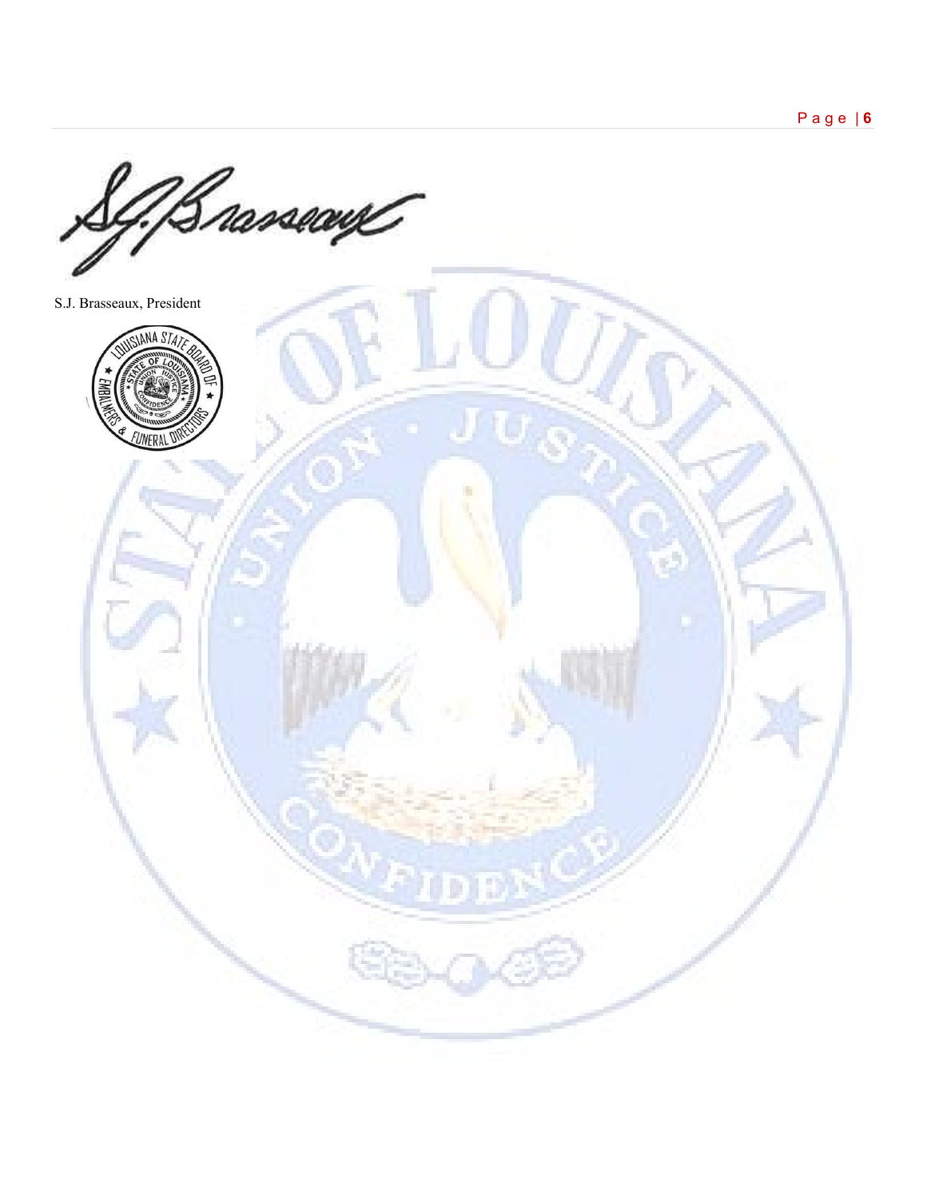S.J. Brasseaux, President